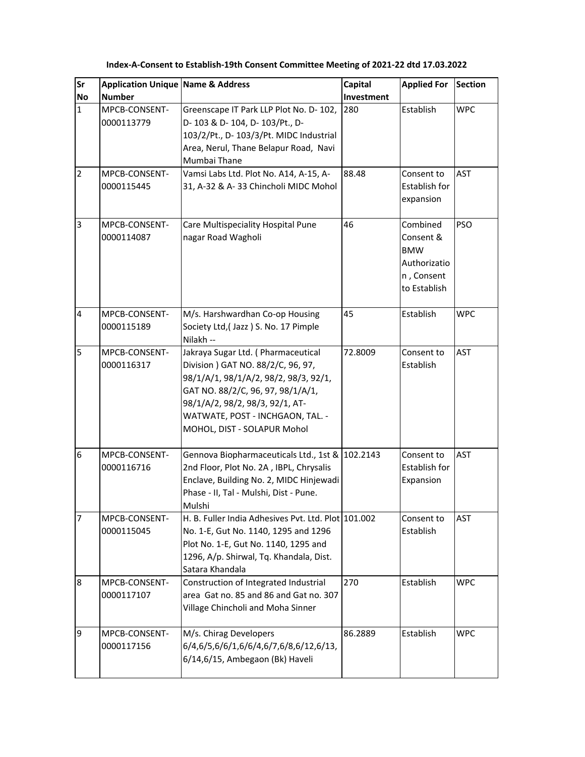**Index-A-Consent to Establish-19th Consent Committee Meeting of 2021-22 dtd 17.03.2022**

| Sr No | Application Unique Number | Name & Address | Capital Investment | Applied For | Section |
|---|---|---|---|---|---|
| 1 | MPCB-CONSENT-0000113779 | Greenscape IT Park LLP Plot No. D- 102, D- 103 & D- 104, D- 103/Pt., D-103/2/Pt., D- 103/3/Pt. MIDC Industrial Area, Nerul, Thane Belapur Road, Navi Mumbai Thane | 280 | Establish | WPC |
| 2 | MPCB-CONSENT-0000115445 | Vamsi Labs Ltd. Plot No. A14, A-15, A-31, A-32 & A- 33 Chincholi MIDC Mohol | 88.48 | Consent to Establish for expansion | AST |
| 3 | MPCB-CONSENT-0000114087 | Care Multispeciality Hospital Pune nagar Road Wagholi | 46 | Combined Consent & BMW Authorization , Consent to Establish | PSO |
| 4 | MPCB-CONSENT-0000115189 | M/s. Harshwardhan Co-op Housing Society Ltd,( Jazz ) S. No. 17 Pimple Nilakh -- | 45 | Establish | WPC |
| 5 | MPCB-CONSENT-0000116317 | Jakraya Sugar Ltd. ( Pharmaceutical Division ) GAT NO. 88/2/C, 96, 97, 98/1/A/1, 98/1/A/2, 98/2, 98/3, 92/1, GAT NO. 88/2/C, 96, 97, 98/1/A/1, 98/1/A/2, 98/2, 98/3, 92/1, AT-WATWATE, POST - INCHGAON, TAL. - MOHOL, DIST - SOLAPUR Mohol | 72.8009 | Consent to Establish | AST |
| 6 | MPCB-CONSENT-0000116716 | Gennova Biopharmaceuticals Ltd., 1st & 2nd Floor, Plot No. 2A , IBPL, Chrysalis Enclave, Building No. 2, MIDC Hinjewadi Phase - II, Tal - Mulshi, Dist - Pune. Mulshi | 102.2143 | Consent to Establish for Expansion | AST |
| 7 | MPCB-CONSENT-0000115045 | H. B. Fuller India Adhesives Pvt. Ltd. Plot No. 1-E, Gut No. 1140, 1295 and 1296 Plot No. 1-E, Gut No. 1140, 1295 and 1296, A/p. Shirwal, Tq. Khandala, Dist. Satara Khandala | 101.002 | Consent to Establish | AST |
| 8 | MPCB-CONSENT-0000117107 | Construction of Integrated Industrial area Gat no. 85 and 86 and Gat no. 307 Village Chincholi and Moha Sinner | 270 | Establish | WPC |
| 9 | MPCB-CONSENT-0000117156 | M/s. Chirag Developers 6/4,6/5,6/6/1,6/6/4,6/7,6/8,6/12,6/13, 6/14,6/15, Ambegaon (Bk) Haveli | 86.2889 | Establish | WPC |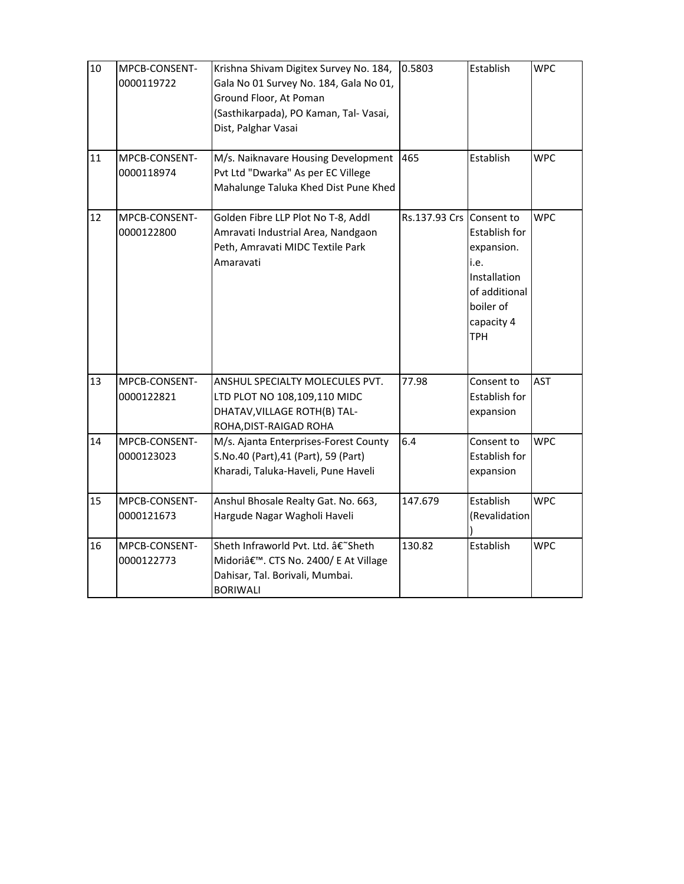| | | | | | |
|---|---|---|---|---|---|
| 10 | MPCB-CONSENT-0000119722 | Krishna Shivam Digitex Survey No. 184, Gala No 01 Survey No. 184, Gala No 01, Ground Floor, At Poman (Sasthikarpada), PO Kaman, Tal- Vasai, Dist, Palghar Vasai | 0.5803 | Establish | WPC |
| 11 | MPCB-CONSENT-0000118974 | M/s. Naiknavare Housing Development Pvt Ltd "Dwarka" As per EC Villege Mahalunge Taluka Khed Dist Pune Khed | 465 | Establish | WPC |
| 12 | MPCB-CONSENT-0000122800 | Golden Fibre LLP Plot No T-8, Addl Amravati Industrial Area, Nandgaon Peth, Amravati MIDC Textile Park Amaravati | Rs.137.93 Crs | Consent to Establish for expansion. i.e. Installation of additional boiler of capacity 4 TPH | WPC |
| 13 | MPCB-CONSENT-0000122821 | ANSHUL SPECIALTY MOLECULES PVT. LTD PLOT NO 108,109,110 MIDC DHATAV,VILLAGE ROTH(B) TAL-ROHA,DIST-RAIGAD ROHA | 77.98 | Consent to Establish for expansion | AST |
| 14 | MPCB-CONSENT-0000123023 | M/s. Ajanta Enterprises-Forest County S.No.40 (Part),41 (Part), 59 (Part) Kharadi, Taluka-Haveli, Pune Haveli | 6.4 | Consent to Establish for expansion | WPC |
| 15 | MPCB-CONSENT-0000121673 | Anshul Bhosale Realty Gat. No. 663, Hargude Nagar Wagholi Haveli | 147.679 | Establish (Revalidation) | WPC |
| 16 | MPCB-CONSENT-0000122773 | Sheth Infraworld Pvt. Ltd. â€˜Sheth Midoriâ€™. CTS No. 2400/ E At Village Dahisar, Tal. Borivali, Mumbai. BORIWALI | 130.82 | Establish | WPC |